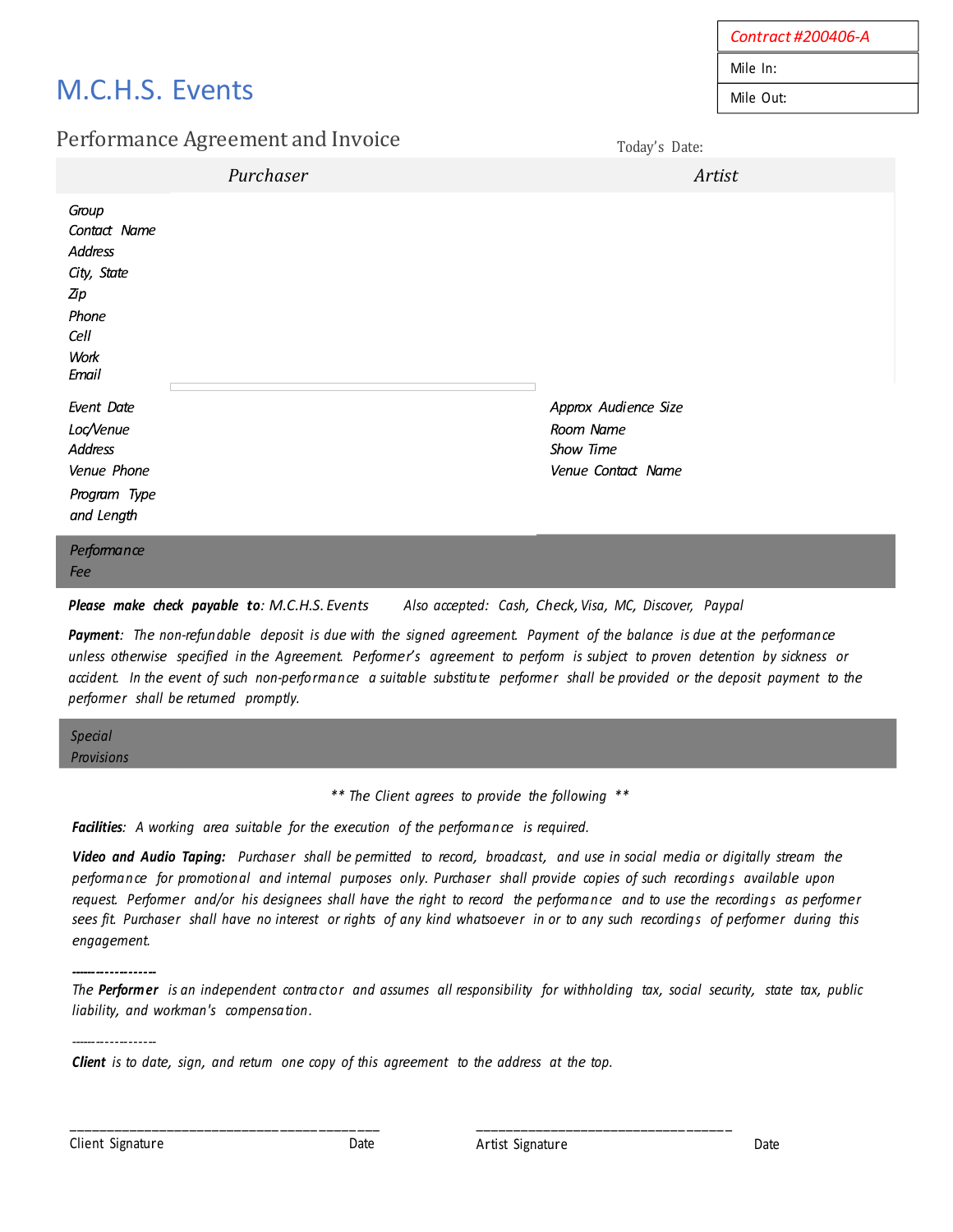| Contract #200406-A |
|---|
| Mile In: |
| Mile Out: |

# M.C.H.S. Events

## Performance Agreement and Invoice

Today's Date:

| | *Purchaser* | *Artist* |
|---|---|---|
| *Group* | | |
| *Contact Name* | | |
| *Address* | | |
| *City, State* | | |
| *Zip* | | |
| *Phone* | | |
| *Cell* | | |
| *Work* | | |
| *Email* | | |

| | | | |
|---|---|---|---|
| *Event Date* | | *Approx Audience Size* | |
| *Loc/Venue* | | *Room Name* | |
| *Address* | | *Show Time* | |
| *Venue Phone* | | *Venue Contact Name* | |
| *Program Type and Length* | | | |

*Performance Fee*

***Please make check payable to****: M.C.H.S. Events* *Also accepted: Cash, Check, Visa, MC, Discover, Paypal*

***Payment****: The non-refundable deposit is due with the signed agreement. Payment of the balance is due at the performance unless otherwise specified in the Agreement. Performer's agreement to perform is subject to proven detention by sickness or accident. In the event of such non-performance a suitable substitute performer shall be provided or the deposit payment to the performer shall be returned promptly.*

*Special Provisions*

*** The Client agrees to provide the following ***

***Facilities****: A working area suitable for the execution of the performance is required.*

***Video and Audio Taping:*** *Purchaser shall be permitted to record, broadcast, and use in social media or digitally stream the performance for promotional and internal purposes only. Purchaser shall provide copies of such recordings available upon request. Performer and/or his designees shall have the right to record the performance and to use the recordings as performer sees fit. Purchaser shall have no interest or rights of any kind whatsoever in or to any such recordings of performer during this engagement.*

------------------

*The* ***Performer*** *is an independent contractor and assumes all responsibility for withholding tax, social security, state tax, public liability, and workman's compensation.*

------------------

***Client*** *is to date, sign, and return one copy of this agreement to the address at the top.*

_________________________________________ 
Client Signature Date

__________________________________ 
Artist Signature Date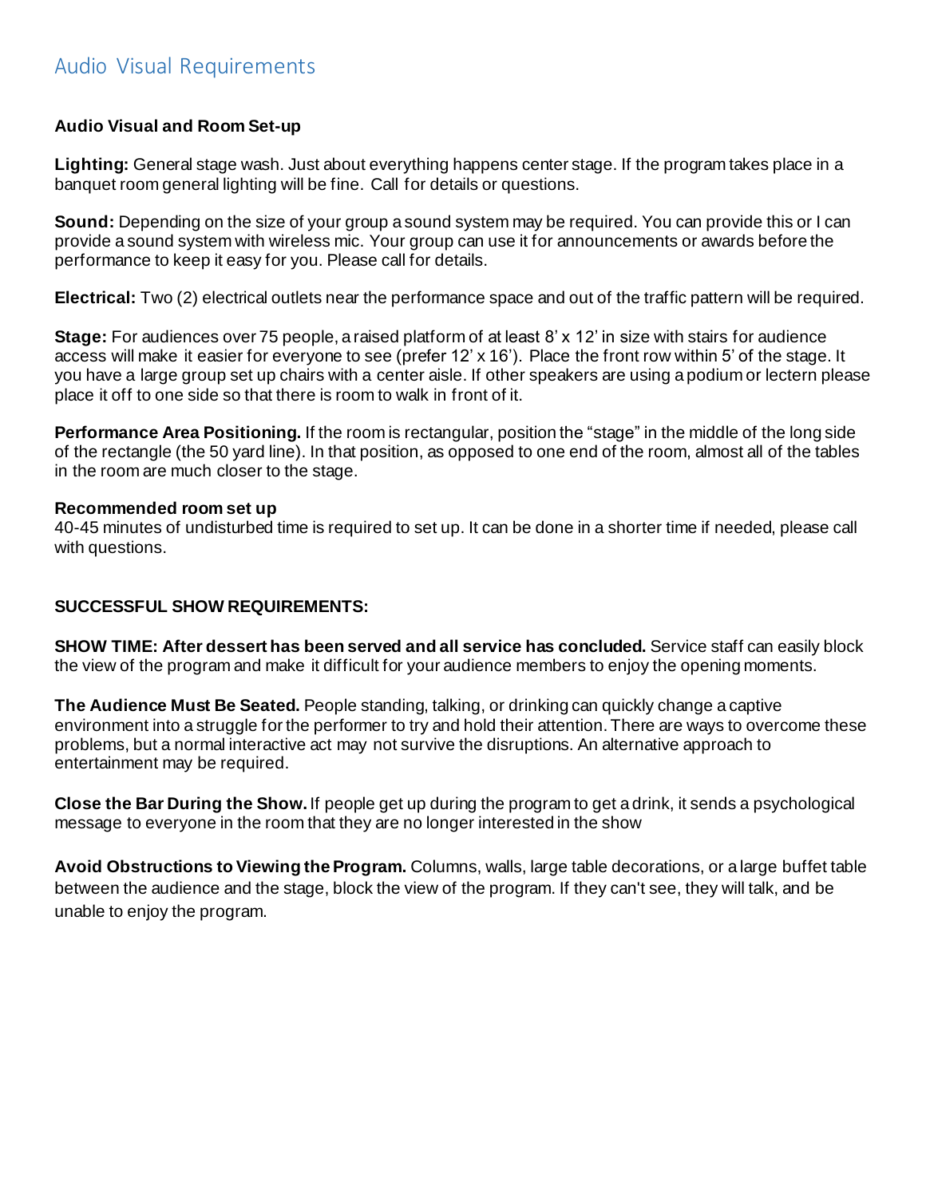# Audio Visual Requirements

**Audio Visual and Room Set-up**

**Lighting:** General stage wash. Just about everything happens center stage. If the program takes place in a banquet room general lighting will be fine. Call for details or questions.

**Sound:** Depending on the size of your group a sound system may be required. You can provide this or I can provide a sound system with wireless mic. Your group can use it for announcements or awards before the performance to keep it easy for you. Please call for details.

**Electrical:** Two (2) electrical outlets near the performance space and out of the traffic pattern will be required.

**Stage:** For audiences over 75 people, a raised platform of at least 8' x 12' in size with stairs for audience access will make it easier for everyone to see (prefer 12' x 16'). Place the front row within 5' of the stage. It you have a large group set up chairs with a center aisle. If other speakers are using a podium or lectern please place it off to one side so that there is room to walk in front of it.

**Performance Area Positioning.** If the room is rectangular, position the "stage" in the middle of the long side of the rectangle (the 50 yard line). In that position, as opposed to one end of the room, almost all of the tables in the room are much closer to the stage.

**Recommended room set up**
40-45 minutes of undisturbed time is required to set up. It can be done in a shorter time if needed, please call with questions.

**SUCCESSFUL SHOW REQUIREMENTS:**

**SHOW TIME: After dessert has been served and all service has concluded.** Service staff can easily block the view of the program and make it difficult for your audience members to enjoy the opening moments.

**The Audience Must Be Seated.** People standing, talking, or drinking can quickly change a captive environment into a struggle for the performer to try and hold their attention. There are ways to overcome these problems, but a normal interactive act may not survive the disruptions. An alternative approach to entertainment may be required.

**Close the Bar During the Show.** If people get up during the program to get a drink, it sends a psychological message to everyone in the room that they are no longer interested in the show

**Avoid Obstructions to Viewing the Program.** Columns, walls, large table decorations, or a large buffet table between the audience and the stage, block the view of the program. If they can't see, they will talk, and be unable to enjoy the program.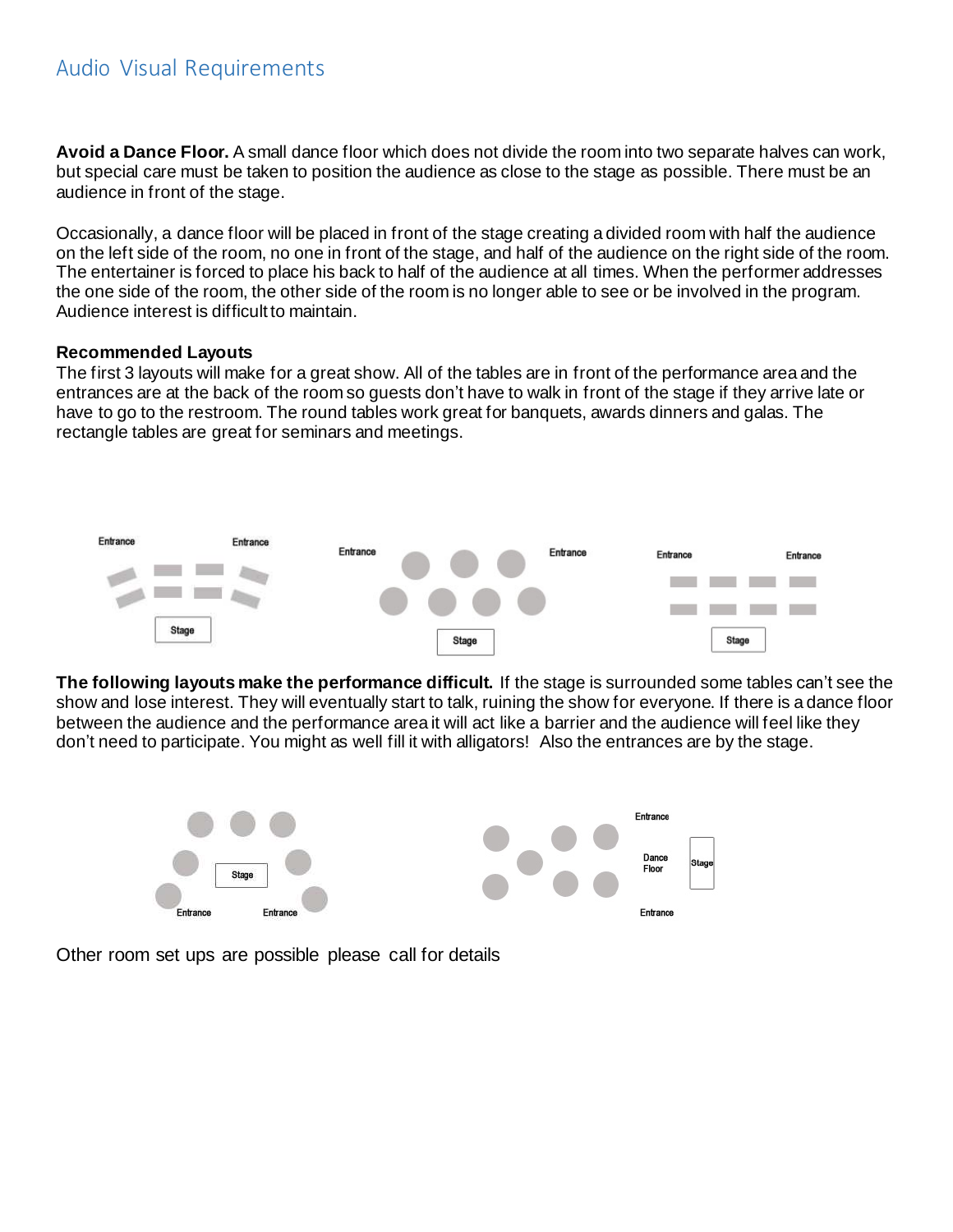## Audio Visual Requirements

**Avoid a Dance Floor.** A small dance floor which does not divide the room into two separate halves can work, but special care must be taken to position the audience as close to the stage as possible. There must be an audience in front of the stage.

Occasionally, a dance floor will be placed in front of the stage creating a divided room with half the audience on the left side of the room, no one in front of the stage, and half of the audience on the right side of the room. The entertainer is forced to place his back to half of the audience at all times. When the performer addresses the one side of the room, the other side of the room is no longer able to see or be involved in the program. Audience interest is difficult to maintain.

**Recommended Layouts**
The first 3 layouts will make for a great show. All of the tables are in front of the performance area and the entrances are at the back of the room so guests don't have to walk in front of the stage if they arrive late or have to go to the restroom. The round tables work great for banquets, awards dinners and galas. The rectangle tables are great for seminars and meetings.

Entrance
Entrance
Stage

Entrance
Entrance
Stage

Entrance
Entrance
Stage

**The following layouts make the performance difficult.** If the stage is surrounded some tables can't see the show and lose interest. They will eventually start to talk, ruining the show for everyone. If there is a dance floor between the audience and the performance area it will act like a barrier and the audience will feel like they don't need to participate. You might as well fill it with alligators! Also the entrances are by the stage.

Stage
Entrance
Entrance

Entrance
Dance Floor
Stage
Entrance

Other room set ups are possible please call for details